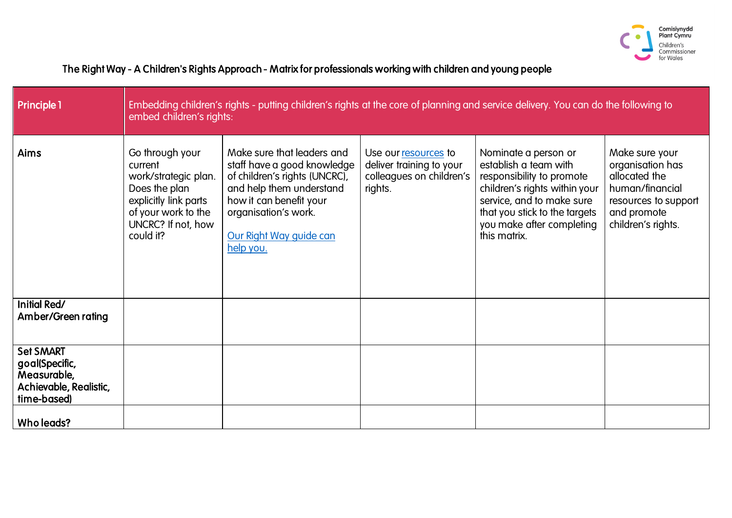Comisiynydd Plant Cymru
Children's Commissioner for Wales

# The Right Way - A Children's Rights Approach - Matrix for professionals working with children and young people

| **Principle 1** | Embedding children's rights - putting children's rights at the core of planning and service delivery. You can do the following to embed children's rights: | | | | |
|---|---|---|---|---|---|
| **Aims** | Go through your current work/strategic plan. Does the plan explicitly link parts of your work to the UNCRC? If not, how could it? | Make sure that leaders and staff have a good knowledge of children's rights (UNCRC), and help them understand how it can benefit your organisation's work. [Our Right Way guide can help you.] | Use our [resources] to deliver training to your colleagues on children's rights. | Nominate a person or establish a team with responsibility to promote children's rights within your service, and to make sure that you stick to the targets you make after completing this matrix. | Make sure your organisation has allocated the human/financial resources to support and promote children's rights. |
| **Initial Red/ Amber/Green rating** | | | | | |
| **Set SMART goal(Specific, Measurable, Achievable, Realistic, time-based)** | | | | | |
| **Who leads?** | | | | | |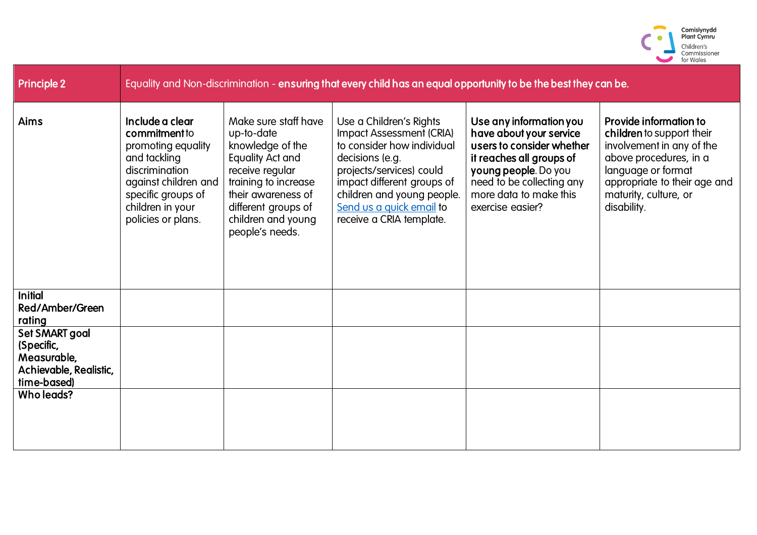| **Principle 2** | Equality and Non-discrimination - **ensuring that every child has an equal opportunity to be the best they can be.** | | | | |
|---|---|---|---|---|---|
| **Aims** | **Include a clear commitment** to promoting equality and tackling discrimination against children and specific groups of children in your policies or plans. | Make sure staff have up-to-date knowledge of the Equality Act and receive regular training to increase their awareness of different groups of children and young people's needs. | Use a Children's Rights Impact Assessment (CRIA) to consider how individual decisions (e.g. projects/services) could impact different groups of children and young people. Send us a quick email to receive a CRIA template. | **Use any information you have about your service users to consider whether it reaches all groups of young people.** Do you need to be collecting any more data to make this exercise easier? | **Provide information to children** to support their involvement in any of the above procedures, in a language or format appropriate to their age and maturity, culture, or disability. |
| **Initial Red/Amber/Green rating** | | | | | |
| **Set SMART goal (Specific, Measurable, Achievable, Realistic, time-based)** | | | | | |
| **Who leads?** | | | | | |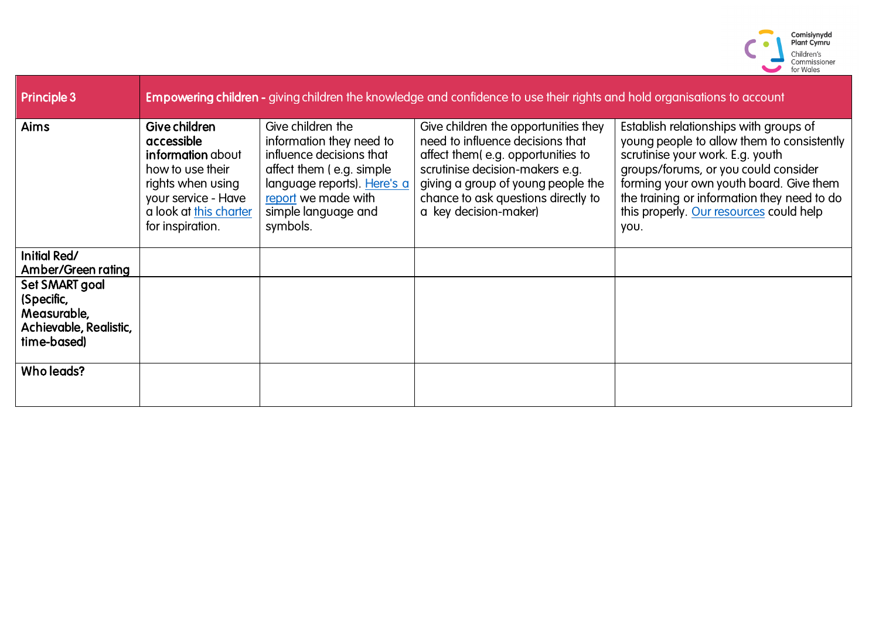| Principle 3 | **Empowering children -** giving children the knowledge and confidence to use their rights and hold organisations to account | | | |
|---|---|---|---|---|
| **Aims** | **Give children accessible information** about how to use their rights when using your service - Have a look at this charter for inspiration. | Give children the information they need to influence decisions that affect them ( e.g. simple language reports). Here's a report we made with simple language and symbols. | Give children the opportunities they need to influence decisions that affect them( e.g. opportunities to scrutinise decision-makers e.g. giving a group of young people the chance to ask questions directly to a key decision-maker) | Establish relationships with groups of young people to allow them to consistently scrutinise your work. E.g. youth groups/forums, or you could consider forming your own youth board. Give them the training or information they need to do this properly. Our resources could help you. |
| **Initial Red/ Amber/Green rating** | | | | |
| **Set SMART goal (Specific, Measurable, Achievable, Realistic, time-based)** | | | | |
| **Who leads?** | | | | |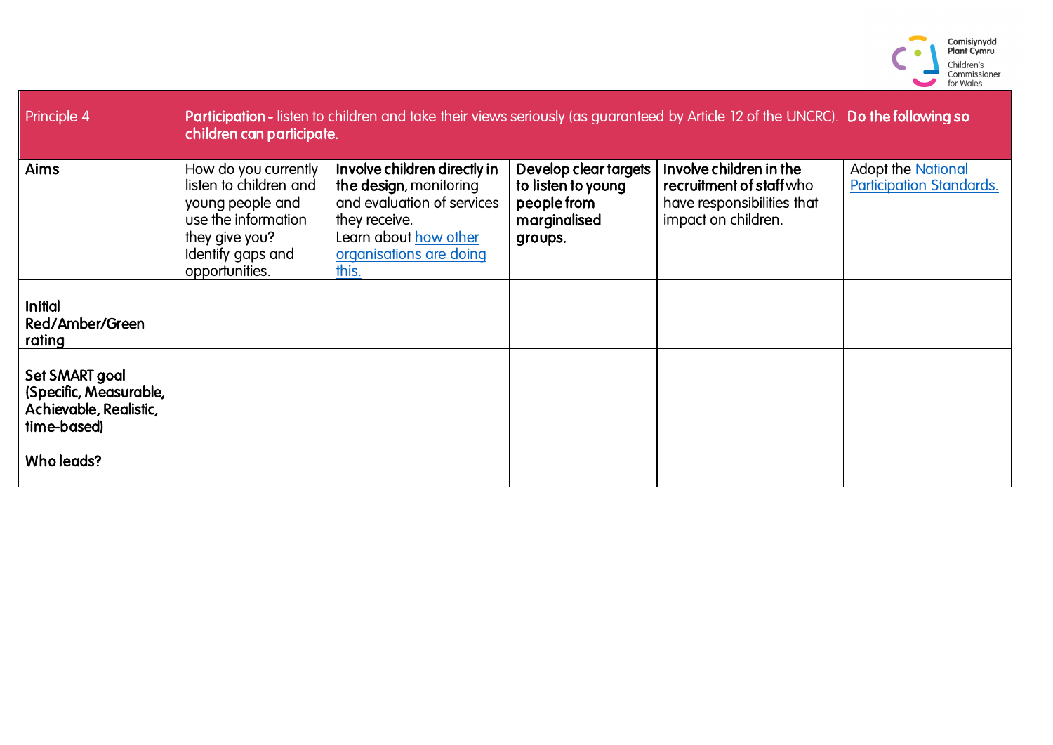| Principle 4 | **Participation -** listen to children and take their views seriously (as guaranteed by Article 12 of the UNCRC). **Do the following so children can participate.** | | | | |
|---|---|---|---|---|---|
| **Aims** | How do you currently listen to children and young people and use the information they give you? Identify gaps and opportunities. | **Involve children directly in the design**, monitoring and evaluation of services they receive. Learn about how other organisations are doing this. | **Develop clear targets to listen to young people from marginalised groups.** | **Involve children in the recruitment of staff** who have responsibilities that impact on children. | Adopt the National Participation Standards. |
| **Initial Red/Amber/Green rating** | | | | | |
| **Set SMART goal (Specific, Measurable, Achievable, Realistic, time-based)** | | | | | |
| **Who leads?** | | | | | |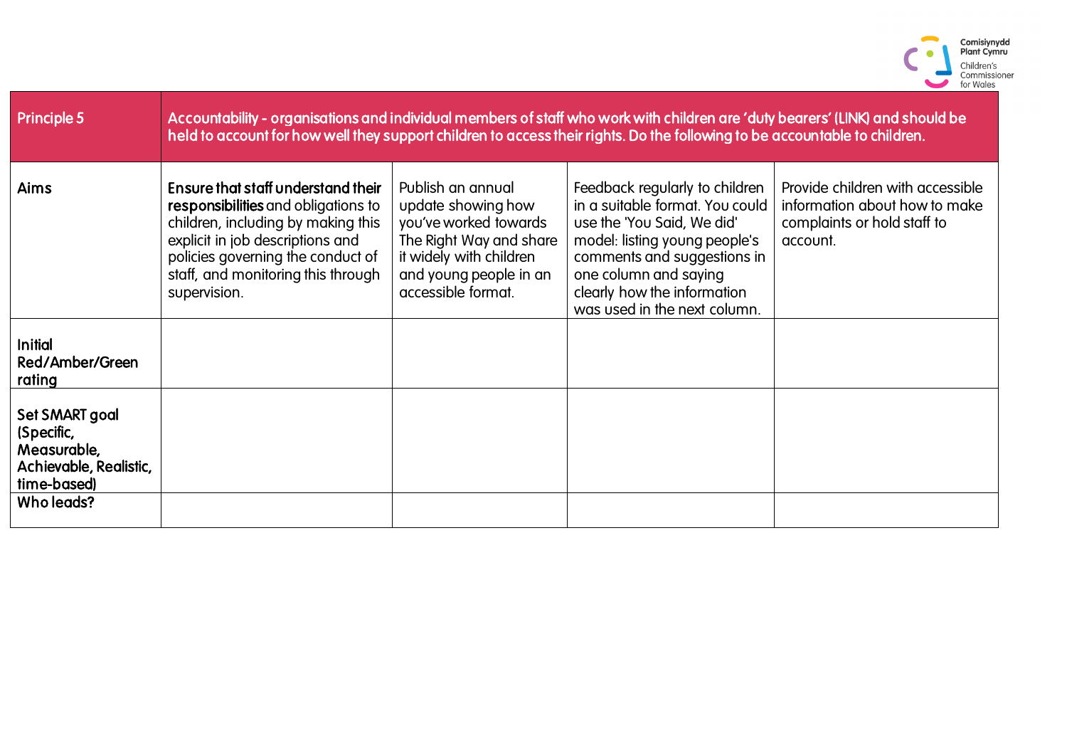| Principle 5 | Accountability - organisations and individual members of staff who work with children are 'duty bearers' (LINK) and should be held to account for how well they support children to access their rights. Do the following to be accountable to children. | | | |
|---|---|---|---|---|
| Aims | **Ensure that staff understand their responsibilities** and obligations to children, including by making this explicit in job descriptions and policies governing the conduct of staff, and monitoring this through supervision. | Publish an annual update showing how you've worked towards The Right Way and share it widely with children and young people in an accessible format. | Feedback regularly to children in a suitable format. You could use the 'You Said, We did' model: listing young people's comments and suggestions in one column and saying clearly how the information was used in the next column. | Provide children with accessible information about how to make complaints or hold staff to account. |
| Initial Red/Amber/Green rating | | | | |
| Set SMART goal (Specific, Measurable, Achievable, Realistic, time-based) | | | | |
| Who leads? | | | | |